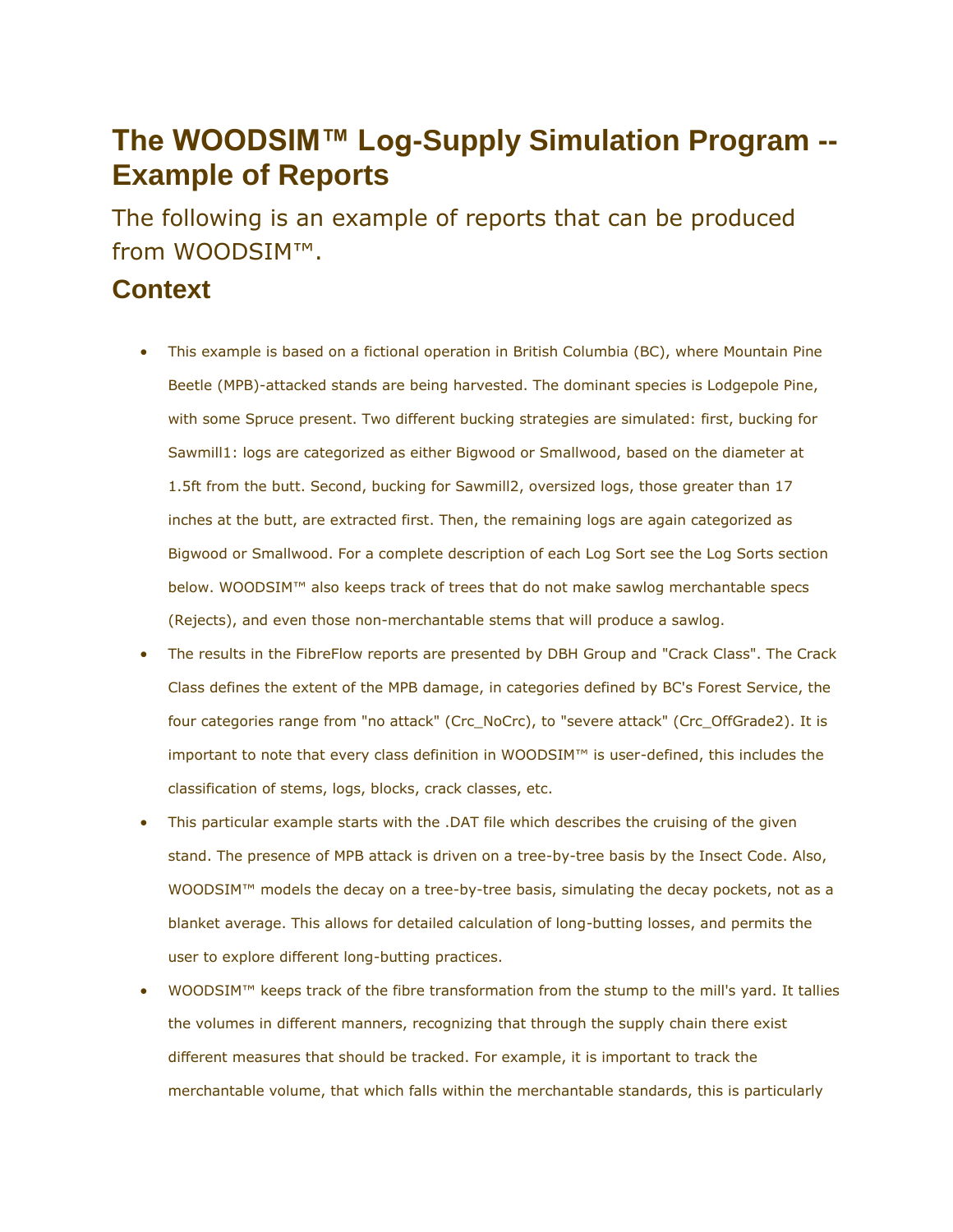# The WOODSIM™ Log-Supply Simulation Program -- Example of Reports

The following is an example of reports that can be produced from WOODSIM™.

## Context

- This example is based on a fictional operation in British Columbia (BC), where Mountain Pine Beetle (MPB)-attacked stands are being harvested. The dominant species is Lodgepole Pine, with some Spruce present. Two different bucking strategies are simulated: first, bucking for Sawmill1: logs are categorized as either Bigwood or Smallwood, based on the diameter at 1.5ft from the butt. Second, bucking for Sawmill2, oversized logs, those greater than 17 inches at the butt, are extracted first. Then, the remaining logs are again categorized as Bigwood or Smallwood. For a complete description of each Log Sort see the Log Sorts section below. WOODSIM™ also keeps track of trees that do not make sawlog merchantable specs (Rejects), and even those non-merchantable stems that will produce a sawlog.
- The results in the FibreFlow reports are presented by DBH Group and "Crack Class". The Crack Class defines the extent of the MPB damage, in categories defined by BC's Forest Service, the four categories range from "no attack" (Crc_NoCrc), to "severe attack" (Crc_OffGrade2). It is important to note that every class definition in WOODSIM™ is user-defined, this includes the classification of stems, logs, blocks, crack classes, etc.
- This particular example starts with the .DAT file which describes the cruising of the given stand. The presence of MPB attack is driven on a tree-by-tree basis by the Insect Code. Also, WOODSIM™ models the decay on a tree-by-tree basis, simulating the decay pockets, not as a blanket average. This allows for detailed calculation of long-butting losses, and permits the user to explore different long-butting practices.
- WOODSIM™ keeps track of the fibre transformation from the stump to the mill's yard. It tallies the volumes in different manners, recognizing that through the supply chain there exist different measures that should be tracked. For example, it is important to track the merchantable volume, that which falls within the merchantable standards, this is particularly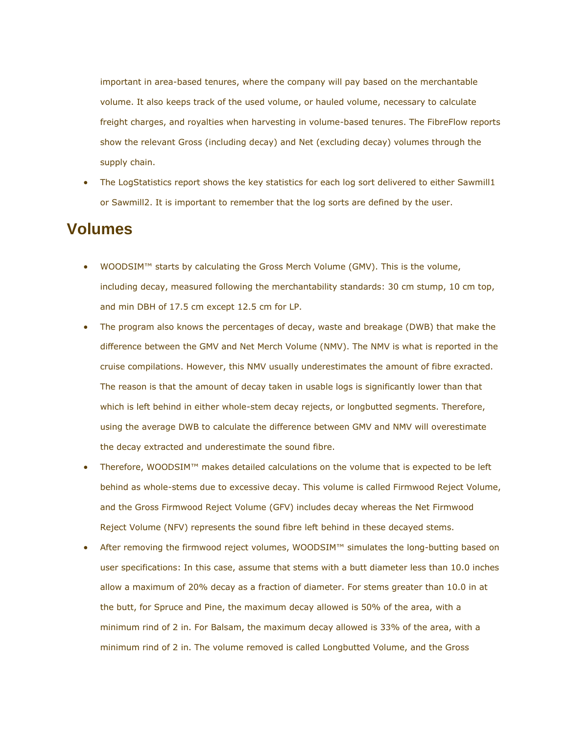important in area-based tenures, where the company will pay based on the merchantable volume. It also keeps track of the used volume, or hauled volume, necessary to calculate freight charges, and royalties when harvesting in volume-based tenures. The FibreFlow reports show the relevant Gross (including decay) and Net (excluding decay) volumes through the supply chain.

- The LogStatistics report shows the key statistics for each log sort delivered to either Sawmill1 or Sawmill2. It is important to remember that the log sorts are defined by the user.

## Volumes

- WOODSIM™ starts by calculating the Gross Merch Volume (GMV). This is the volume, including decay, measured following the merchantability standards: 30 cm stump, 10 cm top, and min DBH of 17.5 cm except 12.5 cm for LP.
- The program also knows the percentages of decay, waste and breakage (DWB) that make the difference between the GMV and Net Merch Volume (NMV). The NMV is what is reported in the cruise compilations. However, this NMV usually underestimates the amount of fibre exracted. The reason is that the amount of decay taken in usable logs is significantly lower than that which is left behind in either whole-stem decay rejects, or longbutted segments. Therefore, using the average DWB to calculate the difference between GMV and NMV will overestimate the decay extracted and underestimate the sound fibre.
- Therefore, WOODSIM™ makes detailed calculations on the volume that is expected to be left behind as whole-stems due to excessive decay. This volume is called Firmwood Reject Volume, and the Gross Firmwood Reject Volume (GFV) includes decay whereas the Net Firmwood Reject Volume (NFV) represents the sound fibre left behind in these decayed stems.
- After removing the firmwood reject volumes, WOODSIM™ simulates the long-butting based on user specifications: In this case, assume that stems with a butt diameter less than 10.0 inches allow a maximum of 20% decay as a fraction of diameter. For stems greater than 10.0 in at the butt, for Spruce and Pine, the maximum decay allowed is 50% of the area, with a minimum rind of 2 in. For Balsam, the maximum decay allowed is 33% of the area, with a minimum rind of 2 in. The volume removed is called Longbutted Volume, and the Gross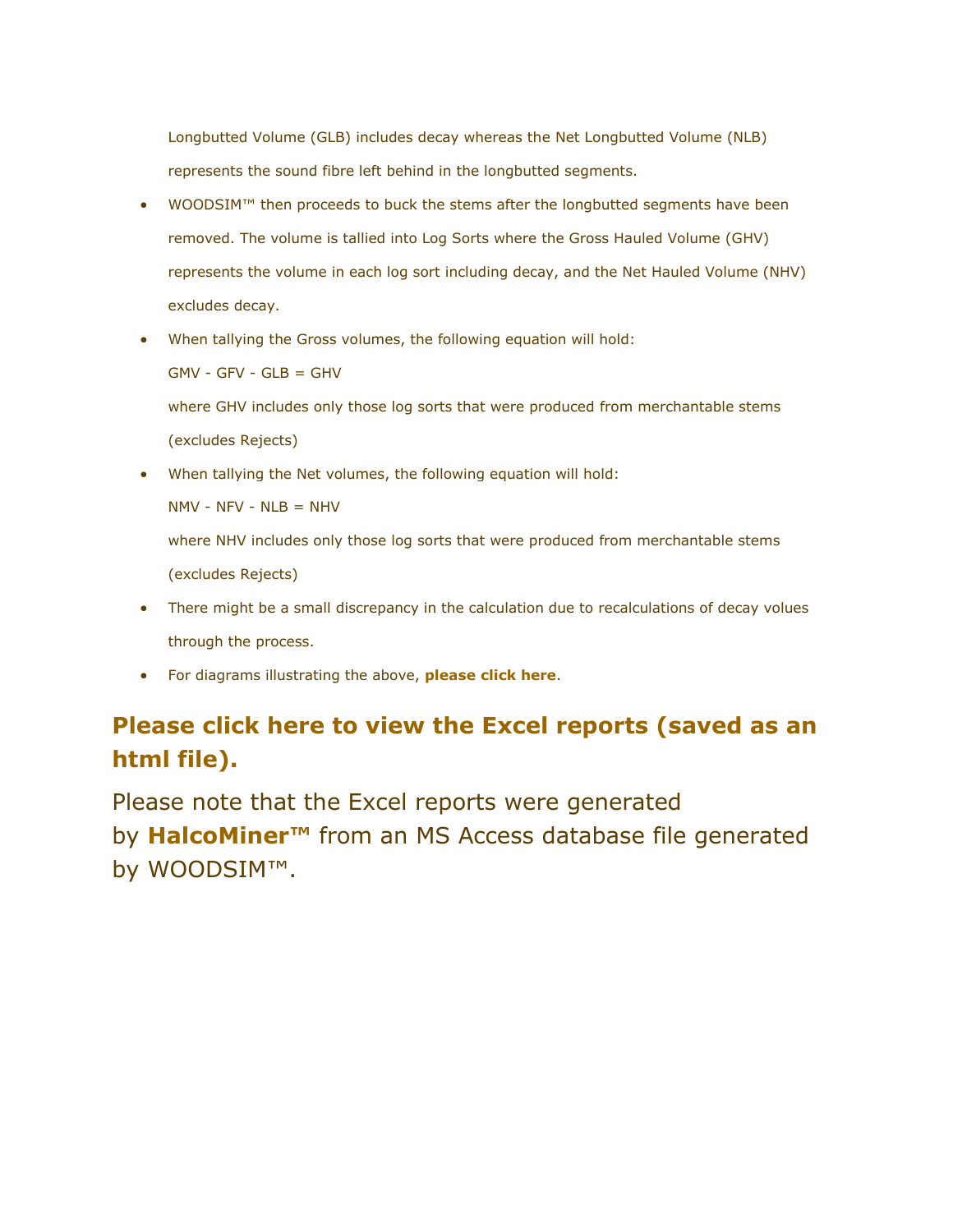Longbutted Volume (GLB) includes decay whereas the Net Longbutted Volume (NLB) represents the sound fibre left behind in the longbutted segments.

- WOODSIM™ then proceeds to buck the stems after the longbutted segments have been removed. The volume is tallied into Log Sorts where the Gross Hauled Volume (GHV) represents the volume in each log sort including decay, and the Net Hauled Volume (NHV) excludes decay.
- When tallying the Gross volumes, the following equation will hold:

  GMV - GFV - GLB = GHV

  where GHV includes only those log sorts that were produced from merchantable stems (excludes Rejects)
- When tallying the Net volumes, the following equation will hold:

  NMV - NFV - NLB = NHV

  where NHV includes only those log sorts that were produced from merchantable stems (excludes Rejects)
- There might be a small discrepancy in the calculation due to recalculations of decay volues through the process.
- For diagrams illustrating the above, **please click here**.

## Please click here to view the Excel reports (saved as an html file).

Please note that the Excel reports were generated by **HalcoMiner™** from an MS Access database file generated by WOODSIM™.